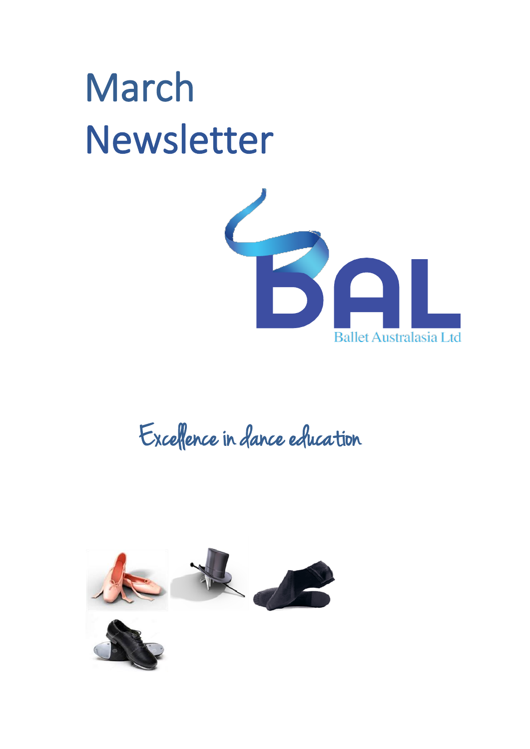# March Newsletter

Ballet Australasia Ltd

Excellence in dance education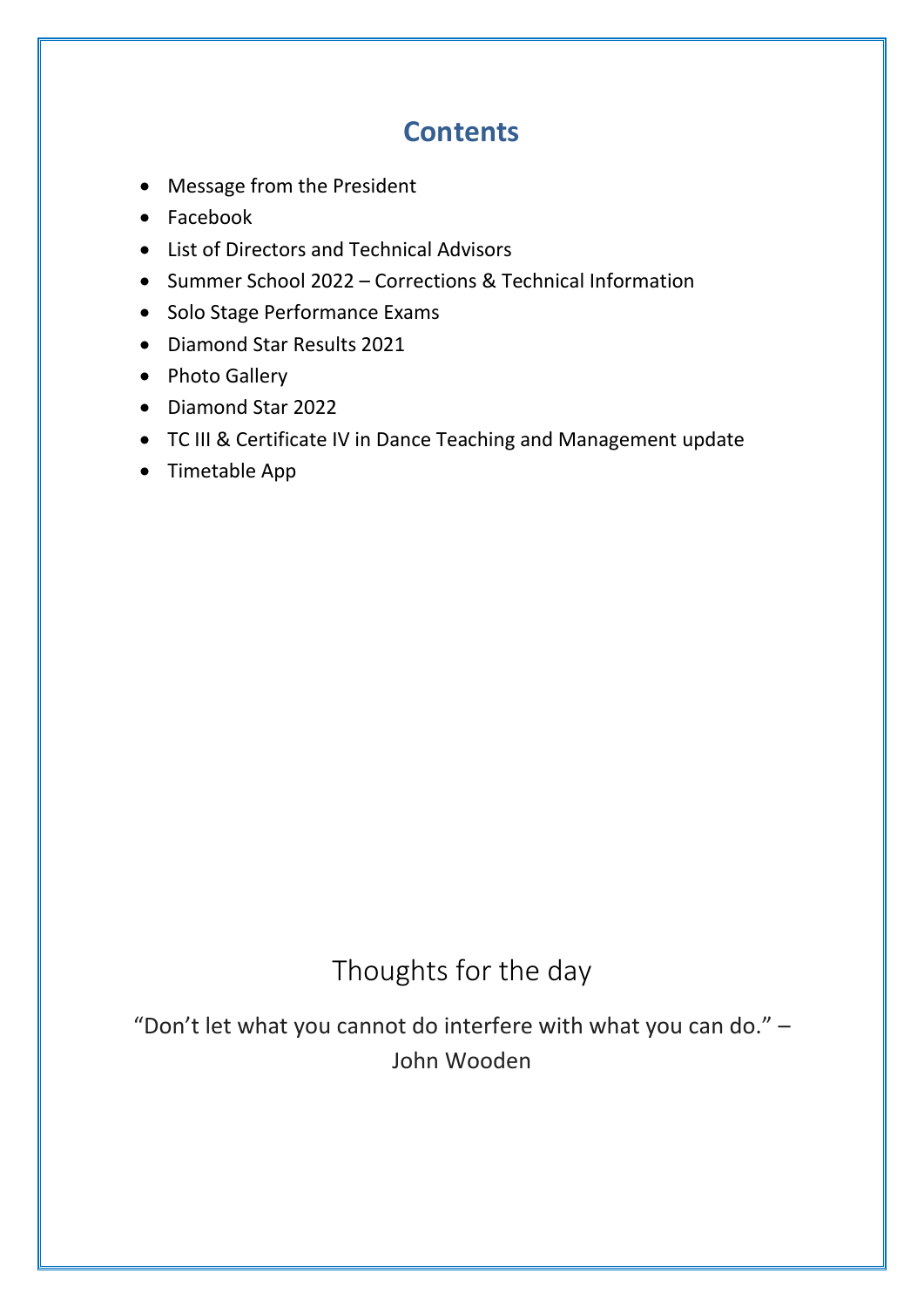# Contents

- Message from the President
- Facebook
- List of Directors and Technical Advisors
- Summer School 2022 – Corrections & Technical Information
- Solo Stage Performance Exams
- Diamond Star Results 2021
- Photo Gallery
- Diamond Star 2022
- TC III & Certificate IV in Dance Teaching and Management update
- Timetable App

Thoughts for the day

"Don't let what you cannot do interfere with what you can do." – John Wooden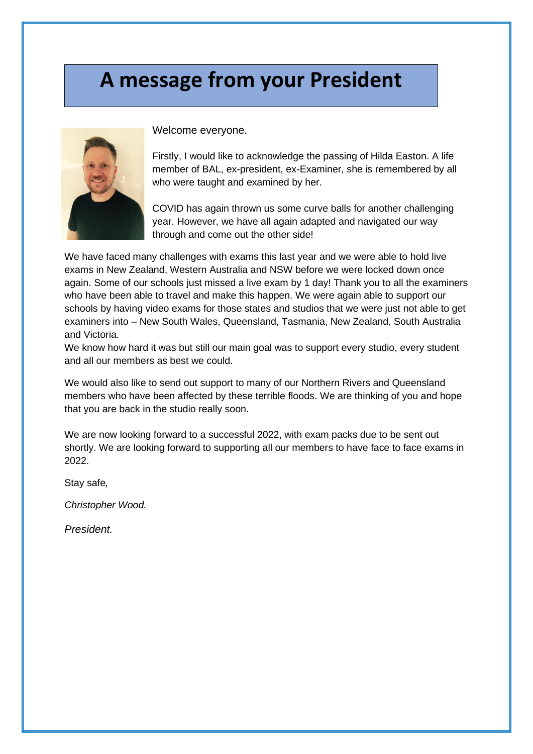# A message from your President

Welcome everyone.

Firstly, I would like to acknowledge the passing of Hilda Easton. A life member of BAL, ex-president, ex-Examiner, she is remembered by all who were taught and examined by her.

COVID has again thrown us some curve balls for another challenging year. However, we have all again adapted and navigated our way through and come out the other side!

We have faced many challenges with exams this last year and we were able to hold live exams in New Zealand, Western Australia and NSW before we were locked down once again. Some of our schools just missed a live exam by 1 day! Thank you to all the examiners who have been able to travel and make this happen. We were again able to support our schools by having video exams for those states and studios that we were just not able to get examiners into – New South Wales, Queensland, Tasmania, New Zealand, South Australia and Victoria.

We know how hard it was but still our main goal was to support every studio, every student and all our members as best we could.

We would also like to send out support to many of our Northern Rivers and Queensland members who have been affected by these terrible floods. We are thinking of you and hope that you are back in the studio really soon.

We are now looking forward to a successful 2022, with exam packs due to be sent out shortly. We are looking forward to supporting all our members to have face to face exams in 2022.

Stay safe*,*

*Christopher Wood.*

*President.*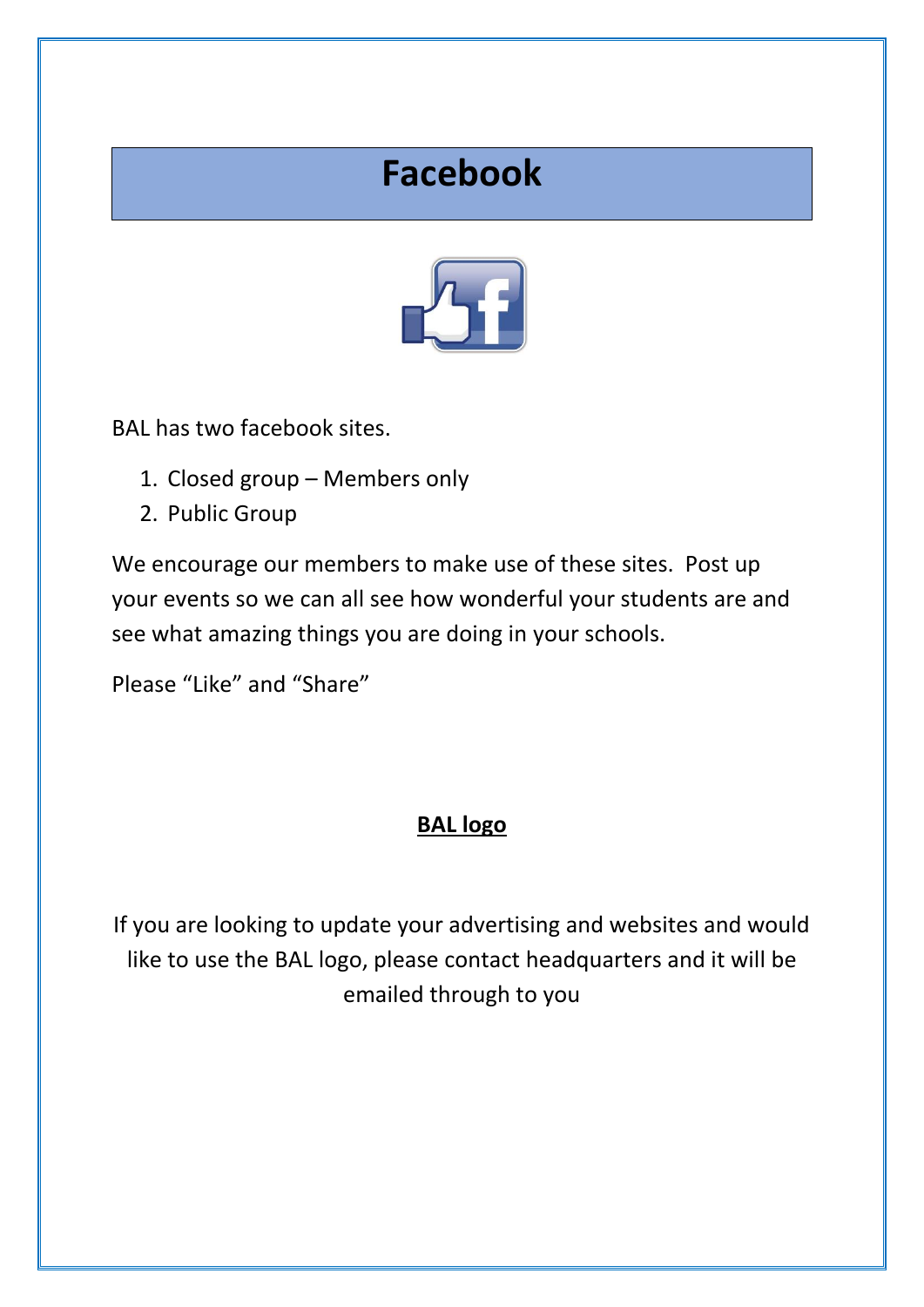# Facebook

BAL has two facebook sites.

1. Closed group – Members only
2. Public Group

We encourage our members to make use of these sites. Post up your events so we can all see how wonderful your students are and see what amazing things you are doing in your schools.

Please "Like" and "Share"

## BAL logo

If you are looking to update your advertising and websites and would like to use the BAL logo, please contact headquarters and it will be emailed through to you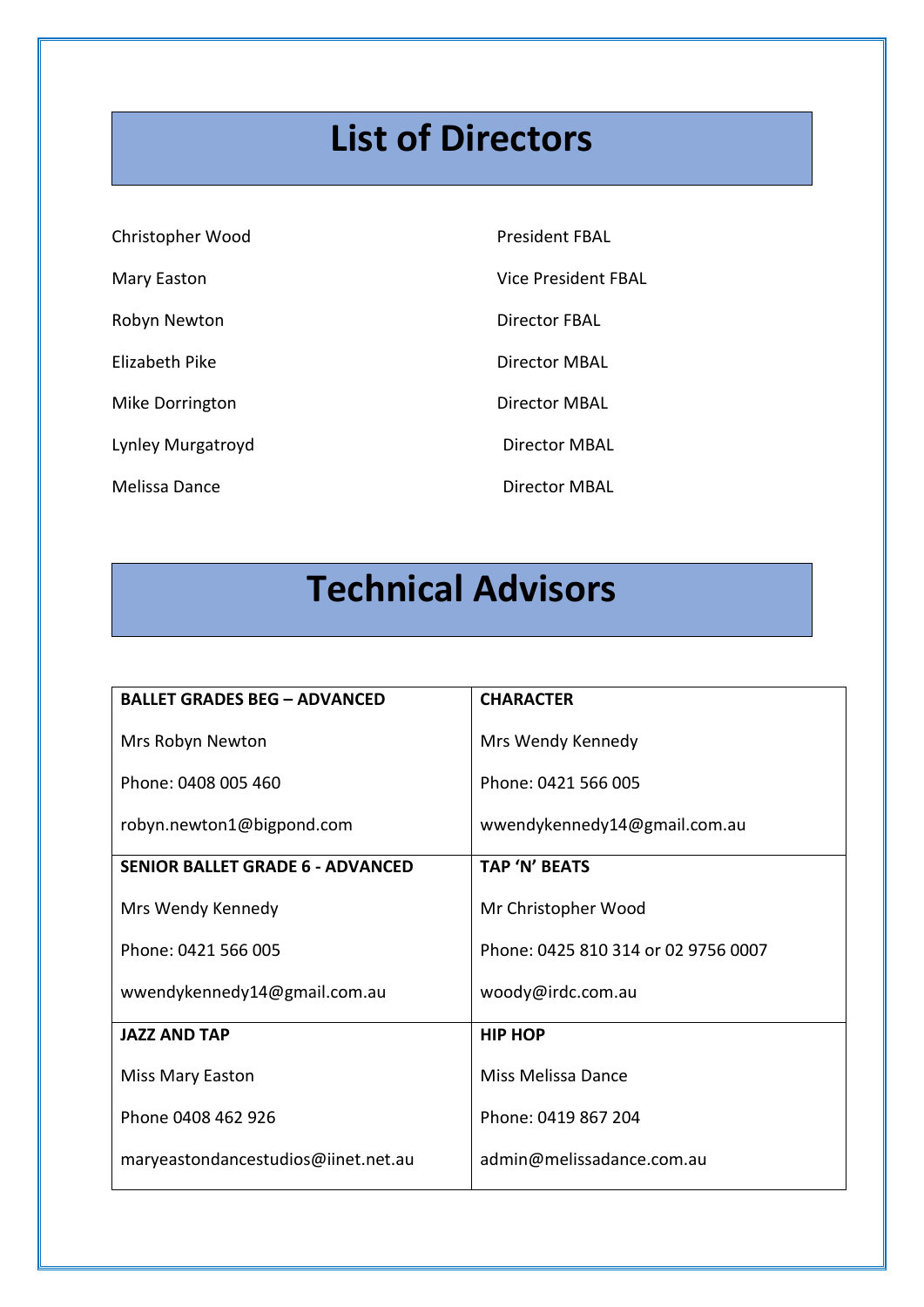# List of Directors

| | |
|---|---|
| Christopher Wood | President FBAL |
| Mary Easton | Vice President FBAL |
| Robyn Newton | Director FBAL |
| Elizabeth Pike | Director MBAL |
| Mike Dorrington | Director MBAL |
| Lynley Murgatroyd | Director MBAL |
| Melissa Dance | Director MBAL |

# Technical Advisors

| **BALLET GRADES BEG – ADVANCED** | **CHARACTER** |
|---|---|
| Mrs Robyn Newton | Mrs Wendy Kennedy |
| Phone: 0408 005 460 | Phone: 0421 566 005 |
| robyn.newton1@bigpond.com | wwendykennedy14@gmail.com.au |
| **SENIOR BALLET GRADE 6 - ADVANCED** | **TAP 'N' BEATS** |
| Mrs Wendy Kennedy | Mr Christopher Wood |
| Phone: 0421 566 005 | Phone: 0425 810 314 or 02 9756 0007 |
| wwendykennedy14@gmail.com.au | woody@irdc.com.au |
| **JAZZ AND TAP** | **HIP HOP** |
| Miss Mary Easton | Miss Melissa Dance |
| Phone 0408 462 926 | Phone: 0419 867 204 |
| maryeastondancestudios@iinet.net.au | admin@melissadance.com.au |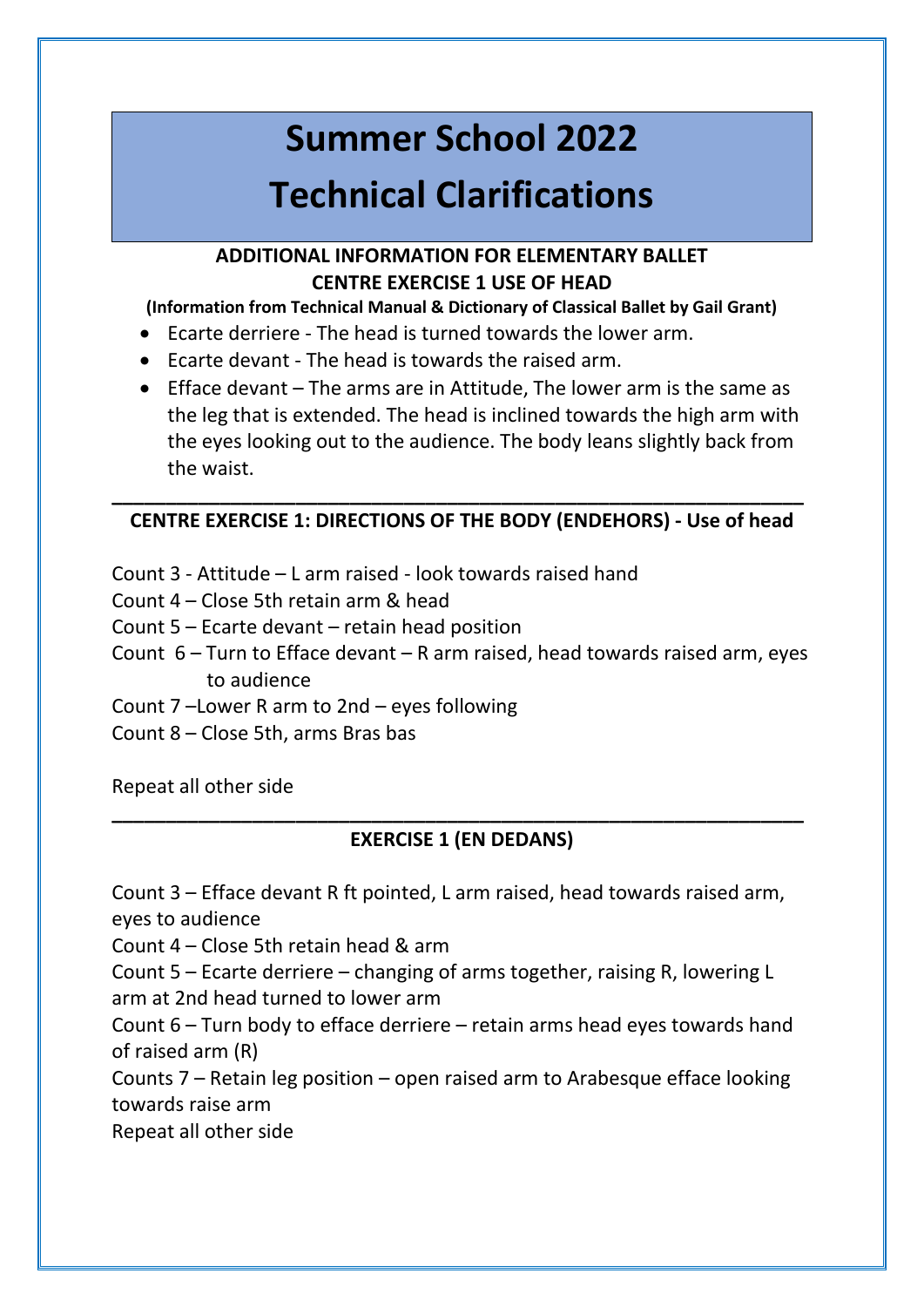# Summer School 2022
# Technical Clarifications

**ADDITIONAL INFORMATION FOR ELEMENTARY BALLET**
**CENTRE EXERCISE 1 USE OF HEAD**

**(Information from Technical Manual & Dictionary of Classical Ballet by Gail Grant)**

- Ecarte derriere - The head is turned towards the lower arm.
- Ecarte devant - The head is towards the raised arm.
- Efface devant – The arms are in Attitude, The lower arm is the same as the leg that is extended. The head is inclined towards the high arm with the eyes looking out to the audience. The body leans slightly back from the waist.

---

**CENTRE EXERCISE 1: DIRECTIONS OF THE BODY (ENDEHORS) - Use of head**

Count 3 - Attitude – L arm raised - look towards raised hand
Count 4 – Close 5th retain arm & head
Count 5 – Ecarte devant – retain head position
Count 6 – Turn to Efface devant – R arm raised, head towards raised arm, eyes to audience
Count 7 –Lower R arm to 2nd – eyes following
Count 8 – Close 5th, arms Bras bas

Repeat all other side

---

**EXERCISE 1 (EN DEDANS)**

Count 3 – Efface devant R ft pointed, L arm raised, head towards raised arm, eyes to audience
Count 4 – Close 5th retain head & arm
Count 5 – Ecarte derriere – changing of arms together, raising R, lowering L arm at 2nd head turned to lower arm
Count 6 – Turn body to efface derriere – retain arms head eyes towards hand of raised arm (R)
Counts 7 – Retain leg position – open raised arm to Arabesque efface looking towards raise arm
Repeat all other side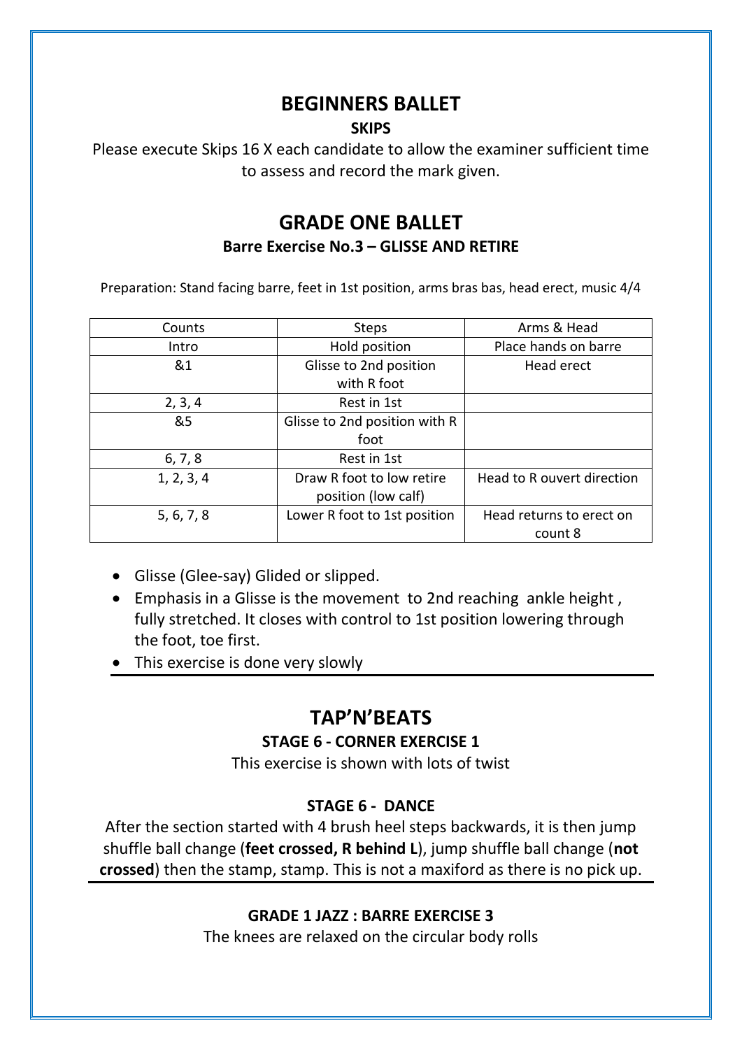# BEGINNERS BALLET

### SKIPS

Please execute Skips 16 X each candidate to allow the examiner sufficient time to assess and record the mark given.

# GRADE ONE BALLET

### Barre Exercise No.3 – GLISSE AND RETIRE

Preparation: Stand facing barre, feet in 1st position, arms bras bas, head erect, music 4/4

| Counts | Steps | Arms & Head |
|---|---|---|
| Intro | Hold position | Place hands on barre |
| &1 | Glisse to 2nd position with R foot | Head erect |
| 2, 3, 4 | Rest in 1st | |
| &5 | Glisse to 2nd position with R foot | |
| 6, 7, 8 | Rest in 1st | |
| 1, 2, 3, 4 | Draw R foot to low retire position (low calf) | Head to R ouvert direction |
| 5, 6, 7, 8 | Lower R foot to 1st position | Head returns to erect on count 8 |

- Glisse (Glee-say) Glided or slipped.
- Emphasis in a Glisse is the movement to 2nd reaching ankle height , fully stretched. It closes with control to 1st position lowering through the foot, toe first.
- This exercise is done very slowly

# TAP'N'BEATS

### STAGE 6 - CORNER EXERCISE 1

This exercise is shown with lots of twist

### STAGE 6 - DANCE

After the section started with 4 brush heel steps backwards, it is then jump shuffle ball change (**feet crossed, R behind L**), jump shuffle ball change (**not crossed**) then the stamp, stamp. This is not a maxiford as there is no pick up.

### GRADE 1 JAZZ : BARRE EXERCISE 3

The knees are relaxed on the circular body rolls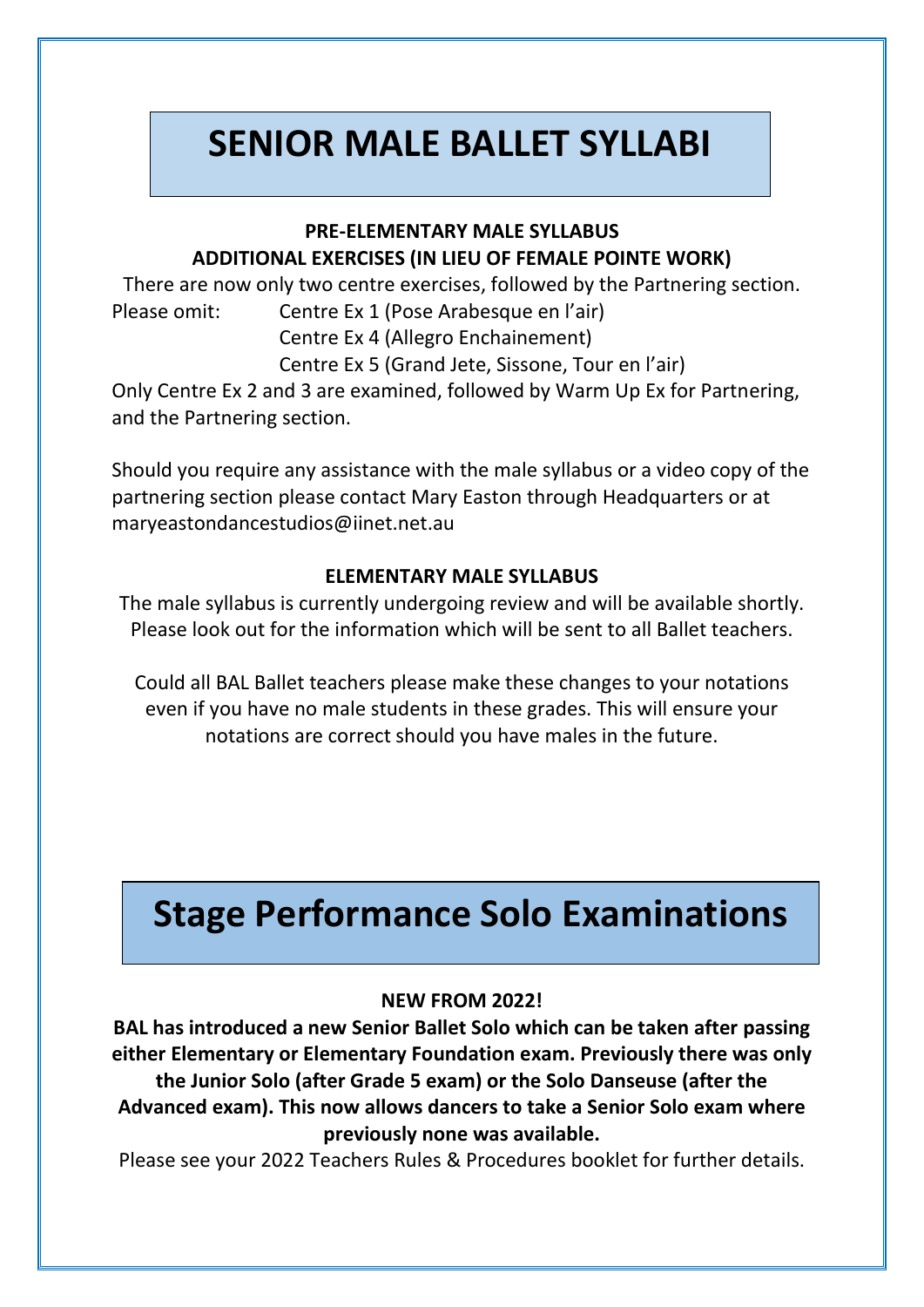# SENIOR MALE BALLET SYLLABI

**PRE-ELEMENTARY MALE SYLLABUS**
**ADDITIONAL EXERCISES (IN LIEU OF FEMALE POINTE WORK)**

There are now only two centre exercises, followed by the Partnering section.

Please omit:
- Centre Ex 1 (Pose Arabesque en l'air)
- Centre Ex 4 (Allegro Enchainement)
- Centre Ex 5 (Grand Jete, Sissone, Tour en l'air)

Only Centre Ex 2 and 3 are examined, followed by Warm Up Ex for Partnering, and the Partnering section.

Should you require any assistance with the male syllabus or a video copy of the partnering section please contact Mary Easton through Headquarters or at maryeastondancestudios@iinet.net.au

**ELEMENTARY MALE SYLLABUS**

The male syllabus is currently undergoing review and will be available shortly. Please look out for the information which will be sent to all Ballet teachers.

Could all BAL Ballet teachers please make these changes to your notations even if you have no male students in these grades. This will ensure your notations are correct should you have males in the future.

# Stage Performance Solo Examinations

**NEW FROM 2022!**

**BAL has introduced a new Senior Ballet Solo which can be taken after passing either Elementary or Elementary Foundation exam. Previously there was only the Junior Solo (after Grade 5 exam) or the Solo Danseuse (after the Advanced exam). This now allows dancers to take a Senior Solo exam where previously none was available.**

Please see your 2022 Teachers Rules & Procedures booklet for further details.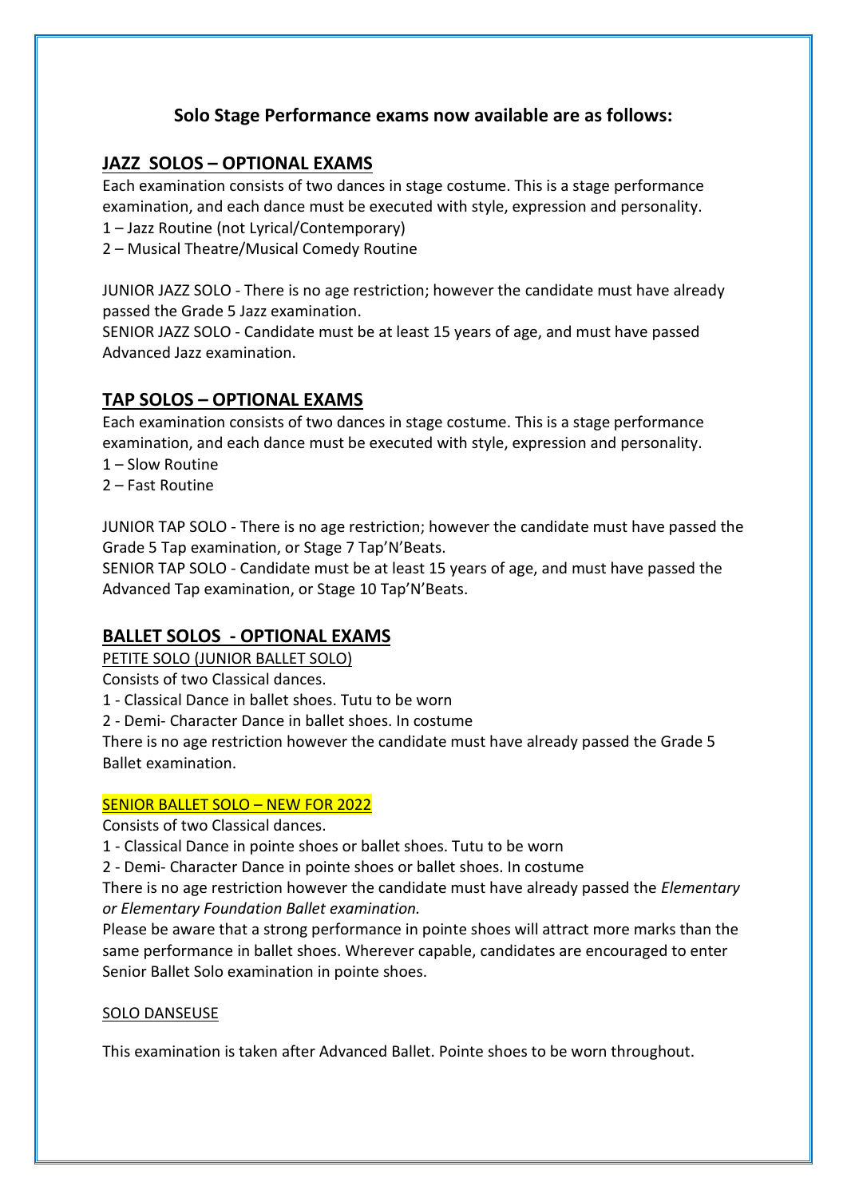## Solo Stage Performance exams now available are as follows:

### JAZZ SOLOS – OPTIONAL EXAMS

Each examination consists of two dances in stage costume. This is a stage performance examination, and each dance must be executed with style, expression and personality.

1 – Jazz Routine (not Lyrical/Contemporary)
2 – Musical Theatre/Musical Comedy Routine

JUNIOR JAZZ SOLO - There is no age restriction; however the candidate must have already passed the Grade 5 Jazz examination.
SENIOR JAZZ SOLO - Candidate must be at least 15 years of age, and must have passed Advanced Jazz examination.

### TAP SOLOS – OPTIONAL EXAMS

Each examination consists of two dances in stage costume. This is a stage performance examination, and each dance must be executed with style, expression and personality.

1 – Slow Routine
2 – Fast Routine

JUNIOR TAP SOLO - There is no age restriction; however the candidate must have passed the Grade 5 Tap examination, or Stage 7 Tap'N'Beats.
SENIOR TAP SOLO - Candidate must be at least 15 years of age, and must have passed the Advanced Tap examination, or Stage 10 Tap'N'Beats.

### BALLET SOLOS - OPTIONAL EXAMS

PETITE SOLO (JUNIOR BALLET SOLO)

Consists of two Classical dances.

1 - Classical Dance in ballet shoes. Tutu to be worn
2 - Demi- Character Dance in ballet shoes. In costume

There is no age restriction however the candidate must have already passed the Grade 5 Ballet examination.

SENIOR BALLET SOLO – NEW FOR 2022

Consists of two Classical dances.

1 - Classical Dance in pointe shoes or ballet shoes. Tutu to be worn
2 - Demi- Character Dance in pointe shoes or ballet shoes. In costume

There is no age restriction however the candidate must have already passed the *Elementary or Elementary Foundation Ballet examination.*

Please be aware that a strong performance in pointe shoes will attract more marks than the same performance in ballet shoes. Wherever capable, candidates are encouraged to enter Senior Ballet Solo examination in pointe shoes.

SOLO DANSEUSE

This examination is taken after Advanced Ballet. Pointe shoes to be worn throughout.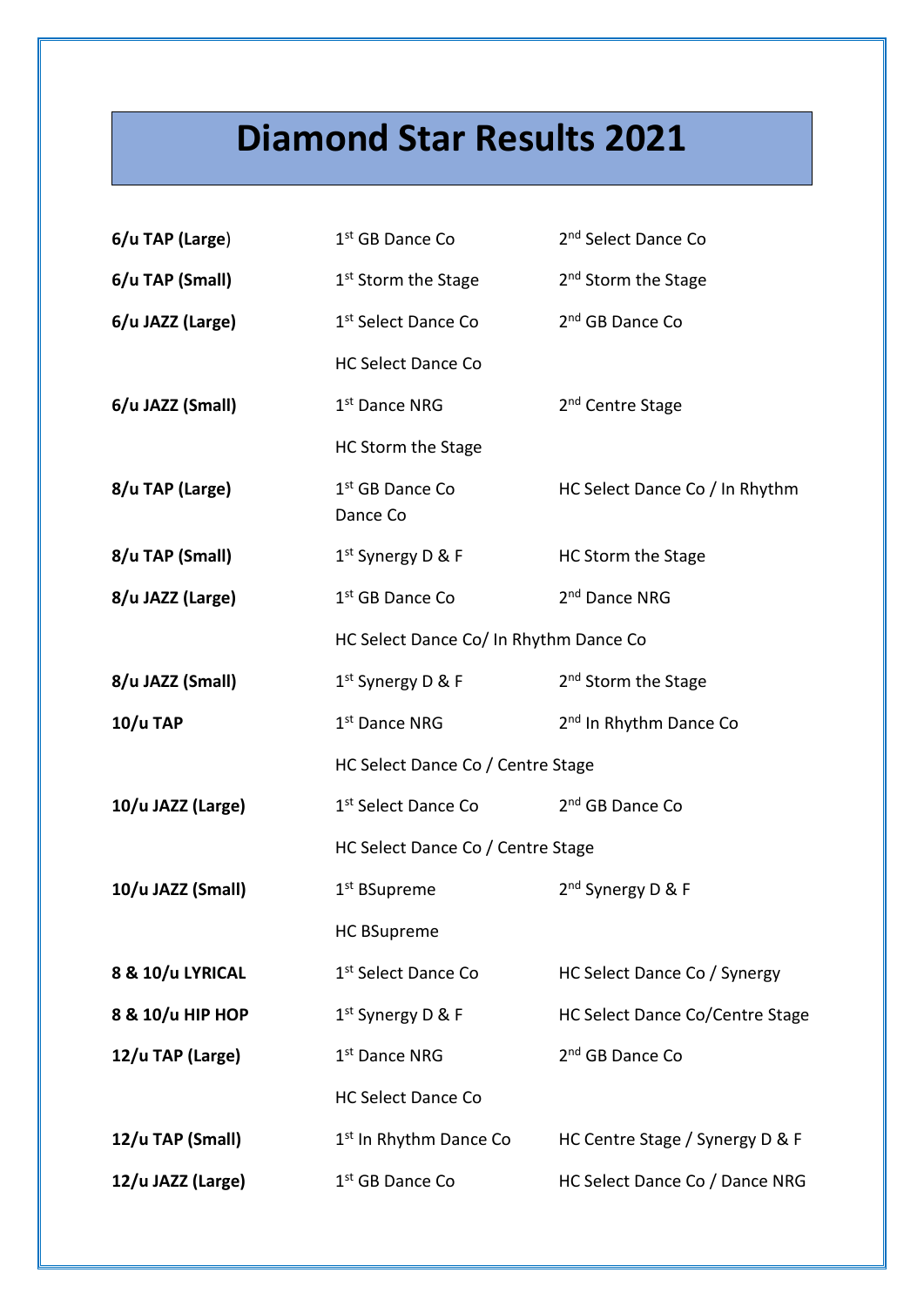# Diamond Star Results 2021

| | | |
|---|---|---|
| **6/u TAP (Large)** | 1st GB Dance Co | 2nd Select Dance Co |
| **6/u TAP (Small)** | 1st Storm the Stage | 2nd Storm the Stage |
| **6/u JAZZ (Large)** | 1st Select Dance Co | 2nd GB Dance Co |
| | HC Select Dance Co | |
| **6/u JAZZ (Small)** | 1st Dance NRG | 2nd Centre Stage |
| | HC Storm the Stage | |
| **8/u TAP (Large)** | 1st GB Dance Co | HC Select Dance Co / In Rhythm Dance Co |
| **8/u TAP (Small)** | 1st Synergy D & F | HC Storm the Stage |
| **8/u JAZZ (Large)** | 1st GB Dance Co | 2nd Dance NRG |
| | HC Select Dance Co/ In Rhythm Dance Co | |
| **8/u JAZZ (Small)** | 1st Synergy D & F | 2nd Storm the Stage |
| **10/u TAP** | 1st Dance NRG | 2nd In Rhythm Dance Co |
| | HC Select Dance Co / Centre Stage | |
| **10/u JAZZ (Large)** | 1st Select Dance Co | 2nd GB Dance Co |
| | HC Select Dance Co / Centre Stage | |
| **10/u JAZZ (Small)** | 1st BSupreme | 2nd Synergy D & F |
| | HC BSupreme | |
| **8 & 10/u LYRICAL** | 1st Select Dance Co | HC Select Dance Co / Synergy |
| **8 & 10/u HIP HOP** | 1st Synergy D & F | HC Select Dance Co/Centre Stage |
| **12/u TAP (Large)** | 1st Dance NRG | 2nd GB Dance Co |
| | HC Select Dance Co | |
| **12/u TAP (Small)** | 1st In Rhythm Dance Co | HC Centre Stage / Synergy D & F |
| **12/u JAZZ (Large)** | 1st GB Dance Co | HC Select Dance Co / Dance NRG |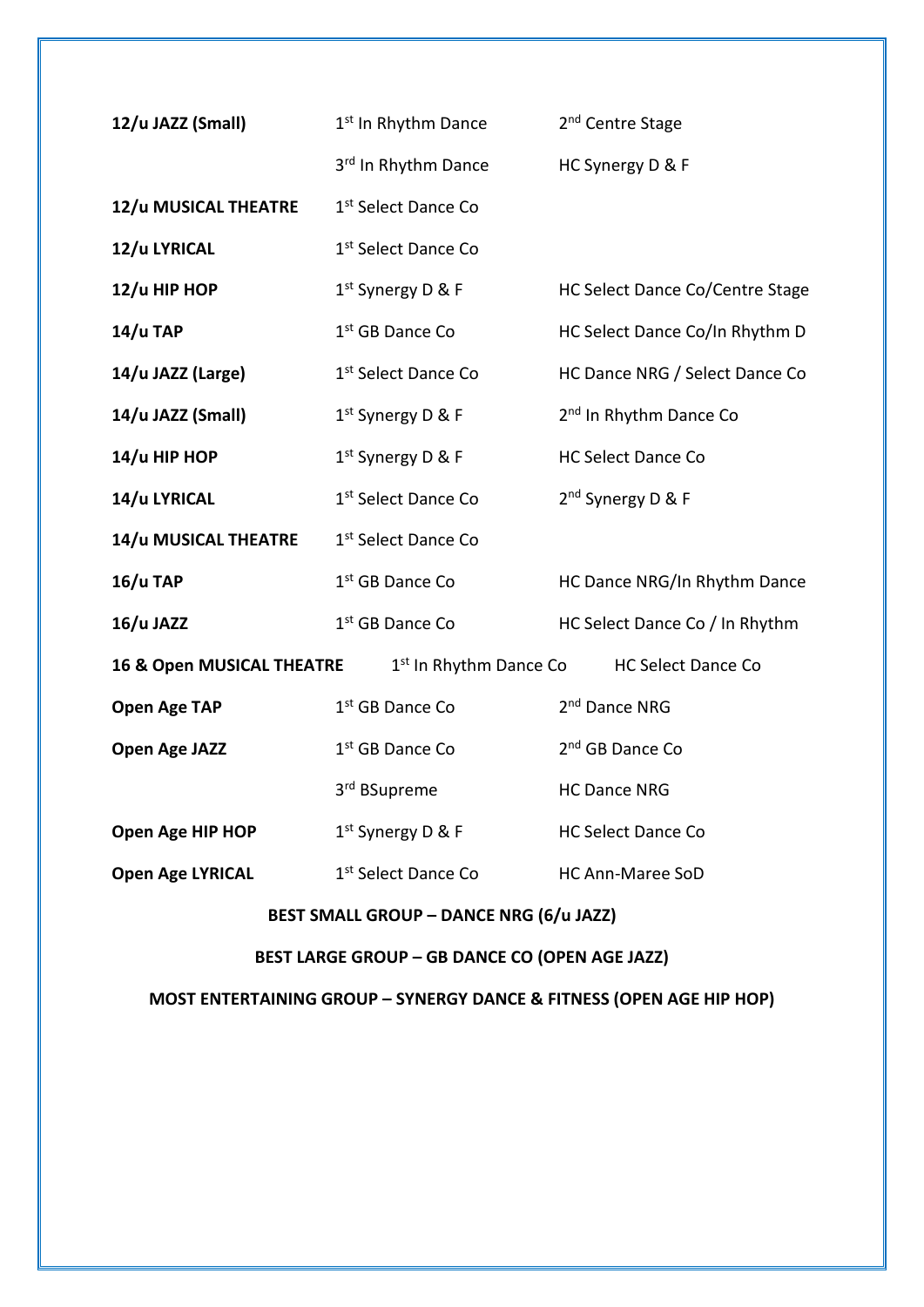| | | |
|---|---|---|
| **12/u JAZZ (Small)** | 1st In Rhythm Dance | 2nd Centre Stage |
| | 3rd In Rhythm Dance | HC Synergy D & F |
| **12/u MUSICAL THEATRE** | 1st Select Dance Co | |
| **12/u LYRICAL** | 1st Select Dance Co | |
| **12/u HIP HOP** | 1st Synergy D & F | HC Select Dance Co/Centre Stage |
| **14/u TAP** | 1st GB Dance Co | HC Select Dance Co/In Rhythm D |
| **14/u JAZZ (Large)** | 1st Select Dance Co | HC Dance NRG / Select Dance Co |
| **14/u JAZZ (Small)** | 1st Synergy D & F | 2nd In Rhythm Dance Co |
| **14/u HIP HOP** | 1st Synergy D & F | HC Select Dance Co |
| **14/u LYRICAL** | 1st Select Dance Co | 2nd Synergy D & F |
| **14/u MUSICAL THEATRE** | 1st Select Dance Co | |
| **16/u TAP** | 1st GB Dance Co | HC Dance NRG/In Rhythm Dance |
| **16/u JAZZ** | 1st GB Dance Co | HC Select Dance Co / In Rhythm |
| **16 & Open MUSICAL THEATRE** | 1st In Rhythm Dance Co | HC Select Dance Co |
| **Open Age TAP** | 1st GB Dance Co | 2nd Dance NRG |
| **Open Age JAZZ** | 1st GB Dance Co | 2nd GB Dance Co |
| | 3rd BSupreme | HC Dance NRG |
| **Open Age HIP HOP** | 1st Synergy D & F | HC Select Dance Co |
| **Open Age LYRICAL** | 1st Select Dance Co | HC Ann-Maree SoD |

**BEST SMALL GROUP – DANCE NRG (6/u JAZZ)**

**BEST LARGE GROUP – GB DANCE CO (OPEN AGE JAZZ)**

**MOST ENTERTAINING GROUP – SYNERGY DANCE & FITNESS (OPEN AGE HIP HOP)**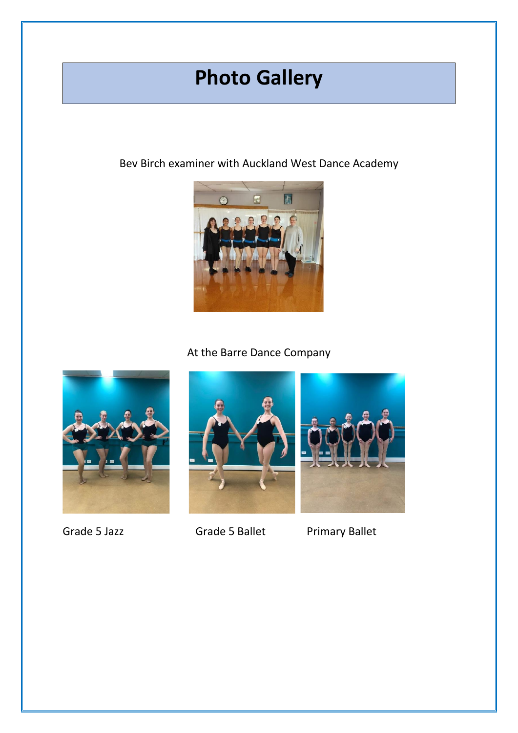# Photo Gallery

Bev Birch examiner with Auckland West Dance Academy

At the Barre Dance Company

Grade 5 Jazz

Grade 5 Ballet

Primary Ballet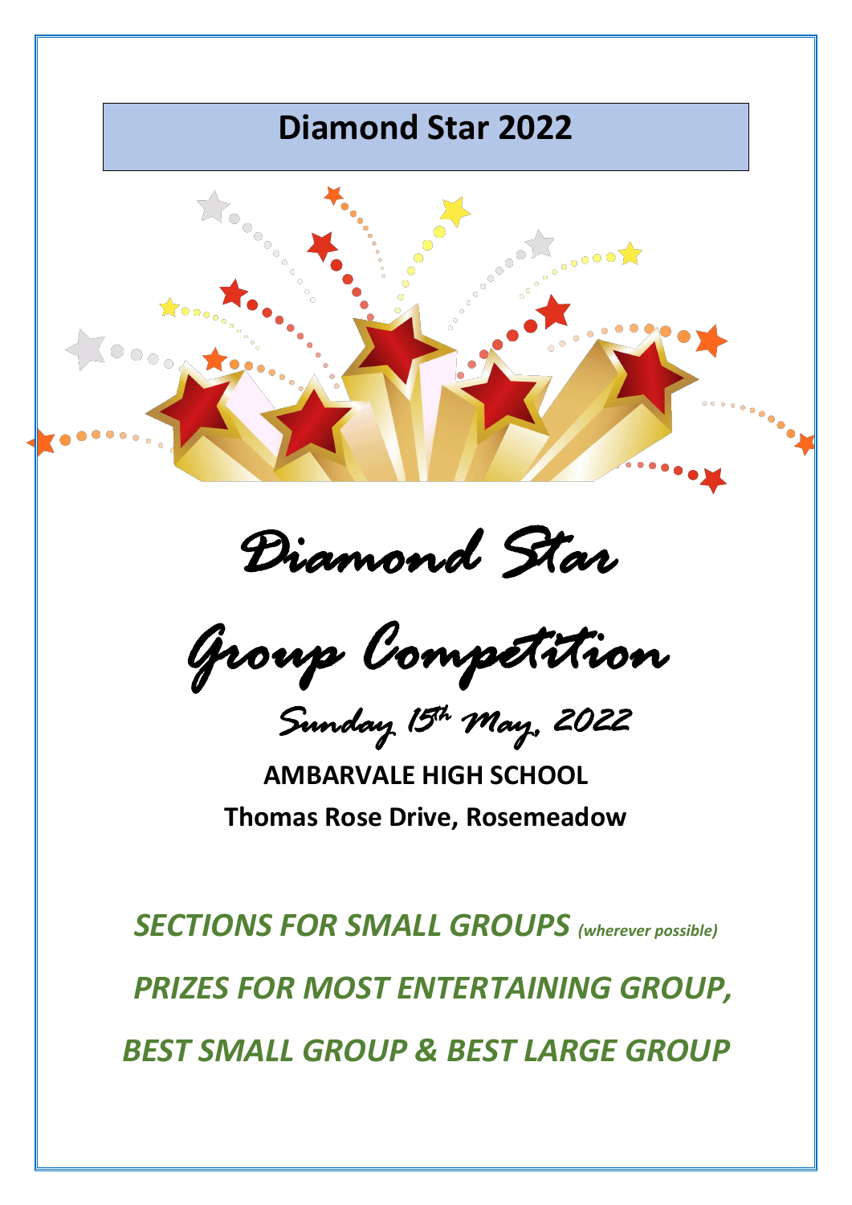# Diamond Star 2022

## Diamond Star

## Group Competition

Sunday 15th May, 2022

**AMBARVALE HIGH SCHOOL**

**Thomas Rose Drive, Rosemeadow**

***SECTIONS FOR SMALL GROUPS*** *(wherever possible)*

***PRIZES FOR MOST ENTERTAINING GROUP,***

***BEST SMALL GROUP & BEST LARGE GROUP***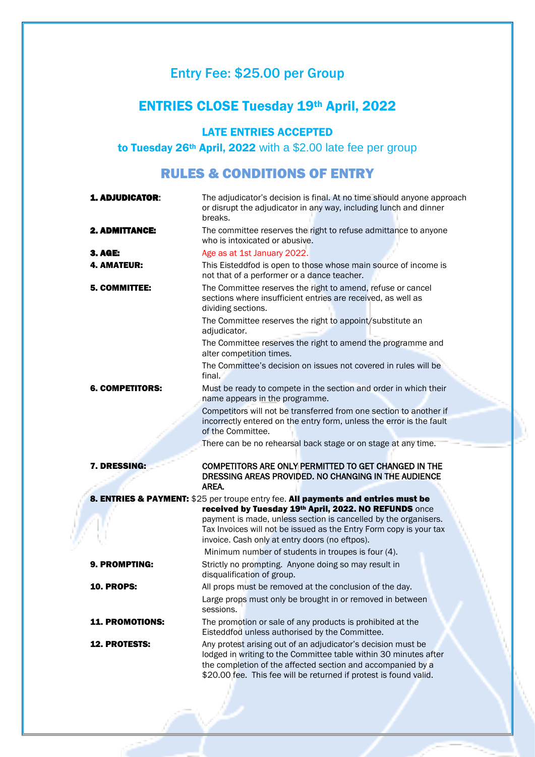## Entry Fee: $25.00 per Group

## ENTRIES CLOSE Tuesday 19th April, 2022

### LATE ENTRIES ACCEPTED

**to Tuesday 26th April, 2022** with a $2.00 late fee per group

## RULES & CONDITIONS OF ENTRY

**1. ADJUDICATOR**: The adjudicator's decision is final. At no time should anyone approach or disrupt the adjudicator in any way, including lunch and dinner breaks.

**2. ADMITTANCE:** The committee reserves the right to refuse admittance to anyone who is intoxicated or abusive.

**3. AGE:** Age as at 1st January 2022.

**4. AMATEUR:** This Eisteddfod is open to those whose main source of income is not that of a performer or a dance teacher.

**5. COMMITTEE:** The Committee reserves the right to amend, refuse or cancel sections where insufficient entries are received, as well as dividing sections.

The Committee reserves the right to appoint/substitute an adjudicator.

The Committee reserves the right to amend the programme and alter competition times.

The Committee's decision on issues not covered in rules will be final.

**6. COMPETITORS:** Must be ready to compete in the section and order in which their name appears in the programme.

Competitors will not be transferred from one section to another if incorrectly entered on the entry form, unless the error is the fault of the Committee.

There can be no rehearsal back stage or on stage at any time.

**7. DRESSING:** COMPETITORS ARE ONLY PERMITTED TO GET CHANGED IN THE DRESSING AREAS PROVIDED. NO CHANGING IN THE AUDIENCE AREA.

**8. ENTRIES & PAYMENT:** $25 per troupe entry fee. **All payments and entries must be received by Tuesday 19th April, 2022. NO REFUNDS** once payment is made, unless section is cancelled by the organisers. Tax Invoices will not be issued as the Entry Form copy is your tax invoice. Cash only at entry doors (no eftpos).

Minimum number of students in troupes is four (4).

**9. PROMPTING:** Strictly no prompting. Anyone doing so may result in disqualification of group.

**10. PROPS:** All props must be removed at the conclusion of the day.

Large props must only be brought in or removed in between sessions.

**11. PROMOTIONS:** The promotion or sale of any products is prohibited at the Eisteddfod unless authorised by the Committee.

**12. PROTESTS:** Any protest arising out of an adjudicator's decision must be lodged in writing to the Committee table within 30 minutes after the completion of the affected section and accompanied by a $20.00 fee. This fee will be returned if protest is found valid.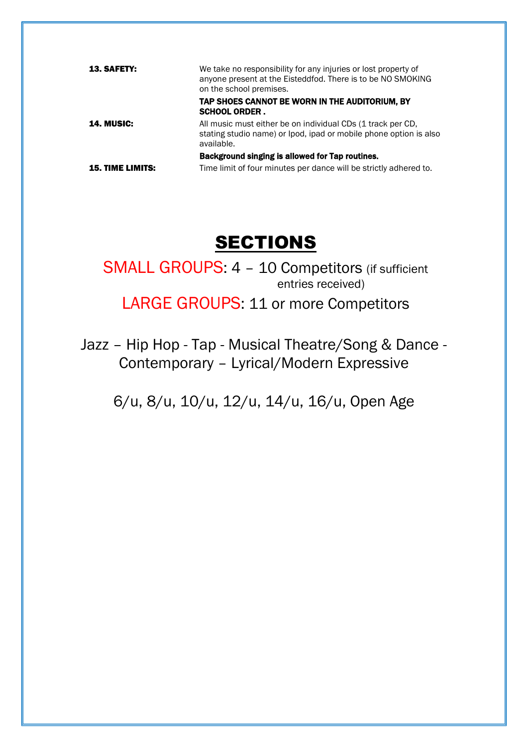**13. SAFETY:** We take no responsibility for any injuries or lost property of anyone present at the Eisteddfod. There is to be NO SMOKING on the school premises.

**TAP SHOES CANNOT BE WORN IN THE AUDITORIUM, BY SCHOOL ORDER .**

**14. MUSIC:** All music must either be on individual CDs (1 track per CD, stating studio name) or Ipod, ipad or mobile phone option is also available.

**Background singing is allowed for Tap routines.**

**15. TIME LIMITS:** Time limit of four minutes per dance will be strictly adhered to.

# SECTIONS

SMALL GROUPS: 4 – 10 Competitors (if sufficient entries received)

LARGE GROUPS: 11 or more Competitors

Jazz – Hip Hop - Tap - Musical Theatre/Song & Dance - Contemporary – Lyrical/Modern Expressive

6/u, 8/u, 10/u, 12/u, 14/u, 16/u, Open Age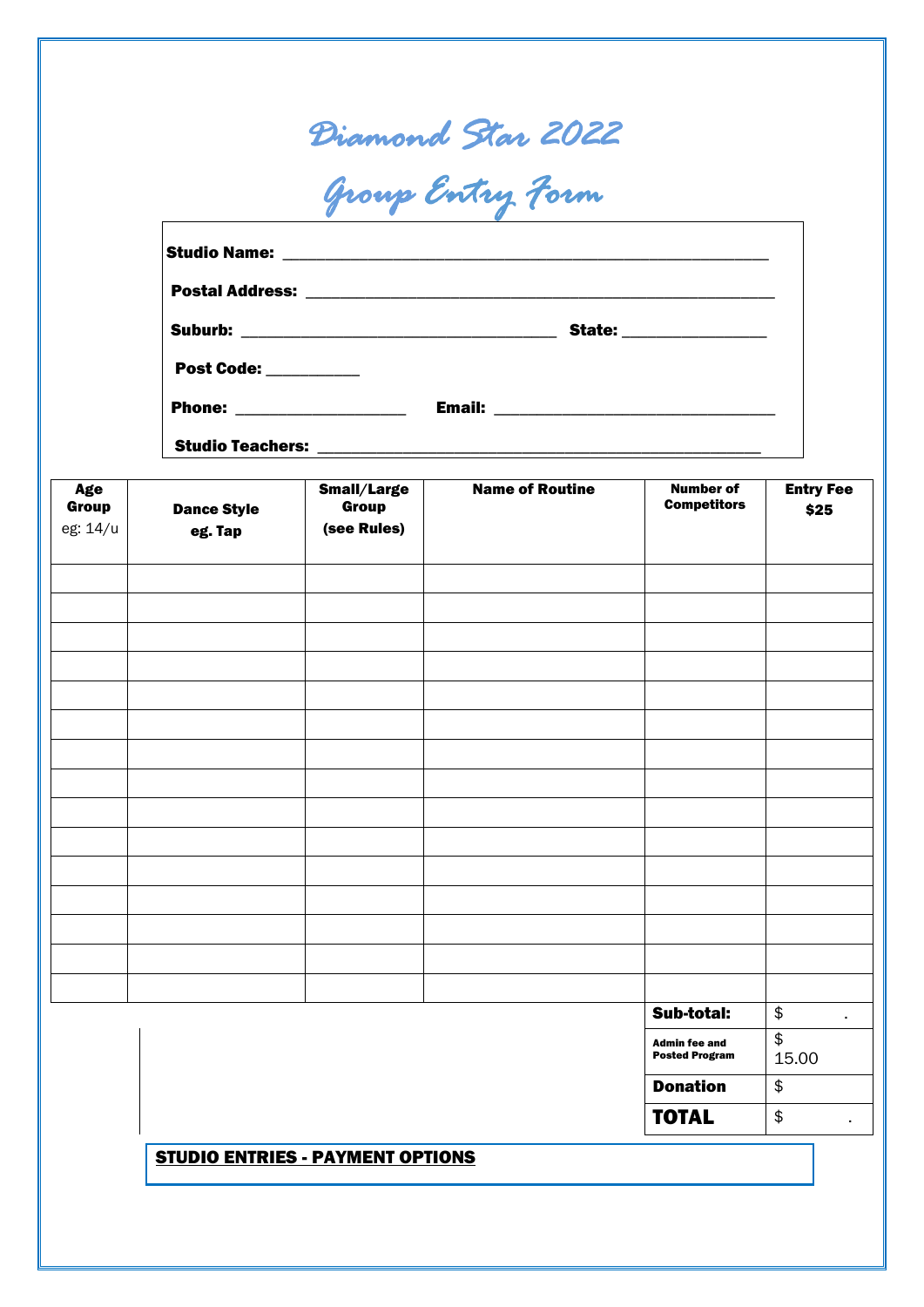# Diamond Star 2022

# Group Entry Form

**Studio Name:** ___________________________________________________

**Postal Address:** _________________________________________________

**Suburb:** _________________________________ **State:** _______________

**Post Code:** __________

**Phone:** __________________ **Email:** ______________________________

**Studio Teachers:** ________________________________________________

| **Age Group** eg: 14/u | **Dance Style eg. Tap** | **Small/Large Group (see Rules)** | **Name of Routine** | **Number of Competitors** | **Entry Fee $25** |
|---|---|---|---|---|---|
| | | | | | |
| | | | | | |
| | | | | | |
| | | | | | |
| | | | | | |
| | | | | | |
| | | | | | |
| | | | | | |
| | | | | | |
| | | | | | |
| | | | | | |
| | | | | | |
| | | | | | |
| | | | | | |
| | | | | | |
| | | | | **Sub-total:** | $ . |
| | | | | **Admin fee and Posted Program** | $ 15.00 |
| | | | | **Donation** | $ |
| | | | | **TOTAL** | $ . |

**STUDIO ENTRIES - PAYMENT OPTIONS**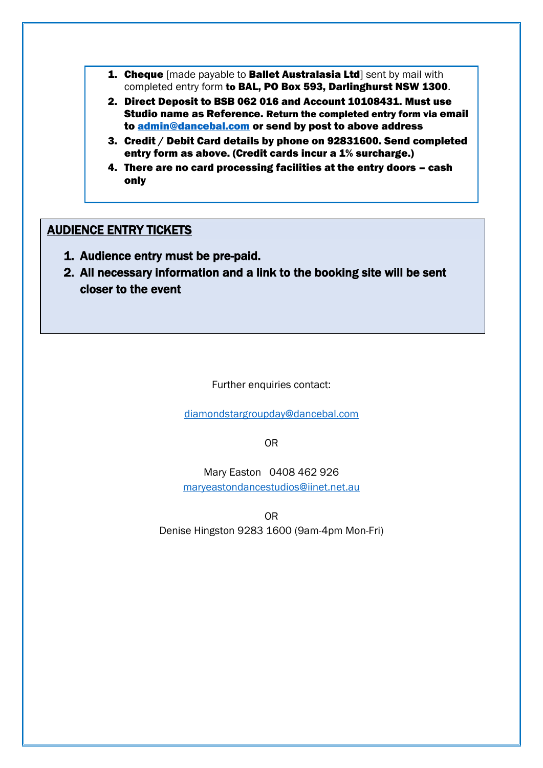1. **Cheque** [made payable to **Ballet Australasia Ltd**] sent by mail with completed entry form **to BAL, PO Box 593, Darlinghurst NSW 1300**.
2. **Direct Deposit to BSB 062 016 and Account 10108431. Must use Studio name as Reference. Return the completed entry form via email to [admin@dancebal.com](mailto:admin@dancebal.com) or send by post to above address**
3. **Credit / Debit Card details by phone on 92831600. Send completed entry form as above. (Credit cards incur a 1% surcharge.)**
4. **There are no card processing facilities at the entry doors – cash only**

## AUDIENCE ENTRY TICKETS

1. **Audience entry must be pre-paid.**
2. **All necessary information and a link to the booking site will be sent closer to the event**

Further enquiries contact:

[diamondstargroupday@dancebal.com](mailto:diamondstargroupday@dancebal.com)

OR

Mary Easton 0408 462 926
[maryeastondancestudios@iinet.net.au](mailto:maryeastondancestudios@iinet.net.au)

OR

Denise Hingston 9283 1600 (9am-4pm Mon-Fri)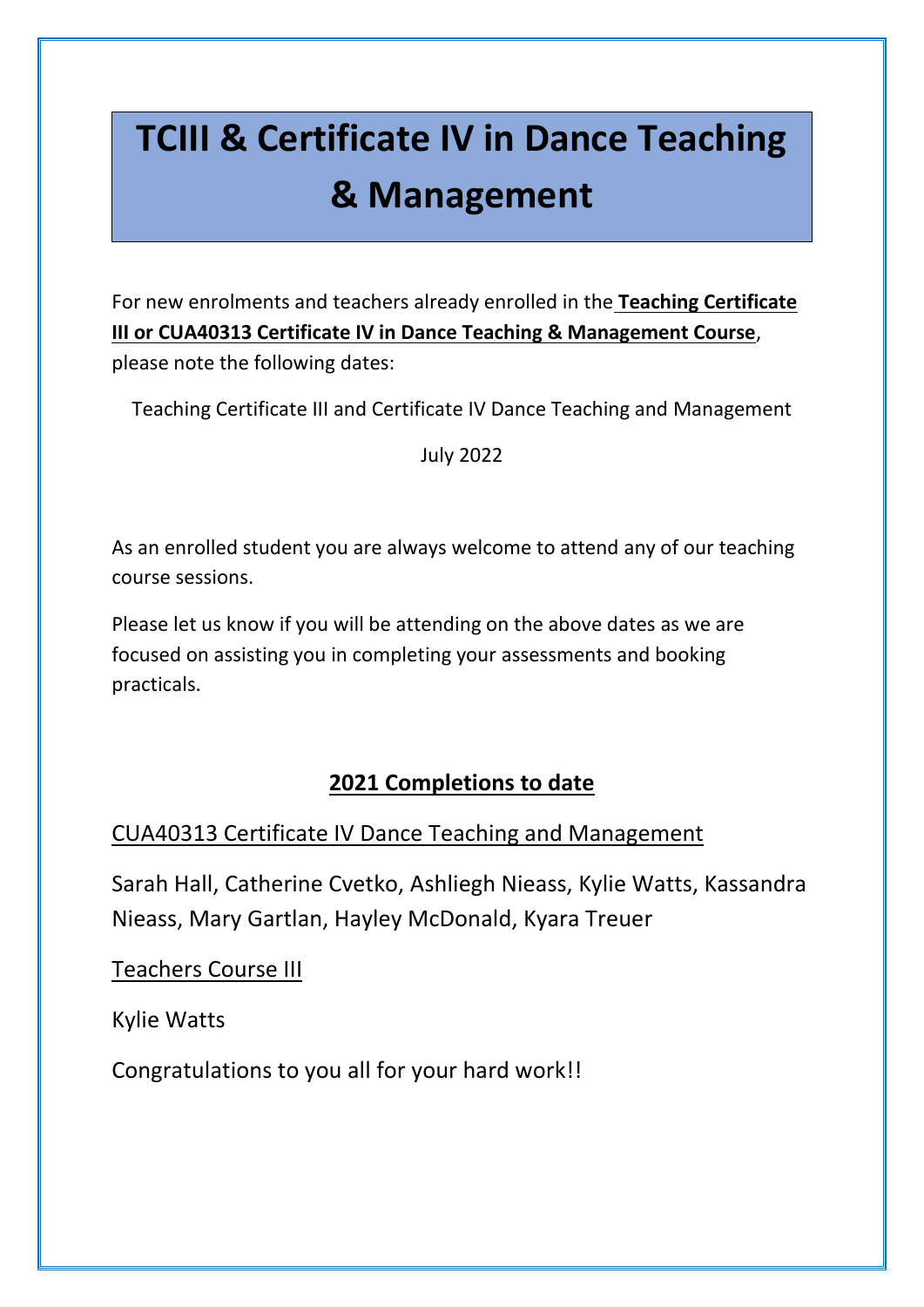# TCIII & Certificate IV in Dance Teaching & Management

For new enrolments and teachers already enrolled in the **Teaching Certificate III or CUA40313 Certificate IV in Dance Teaching & Management Course**, please note the following dates:

Teaching Certificate III and Certificate IV Dance Teaching and Management

July 2022

As an enrolled student you are always welcome to attend any of our teaching course sessions.

Please let us know if you will be attending on the above dates as we are focused on assisting you in completing your assessments and booking practicals.

## 2021 Completions to date

CUA40313 Certificate IV Dance Teaching and Management

Sarah Hall, Catherine Cvetko, Ashliegh Nieass, Kylie Watts, Kassandra Nieass, Mary Gartlan, Hayley McDonald, Kyara Treuer

Teachers Course III

Kylie Watts

Congratulations to you all for your hard work!!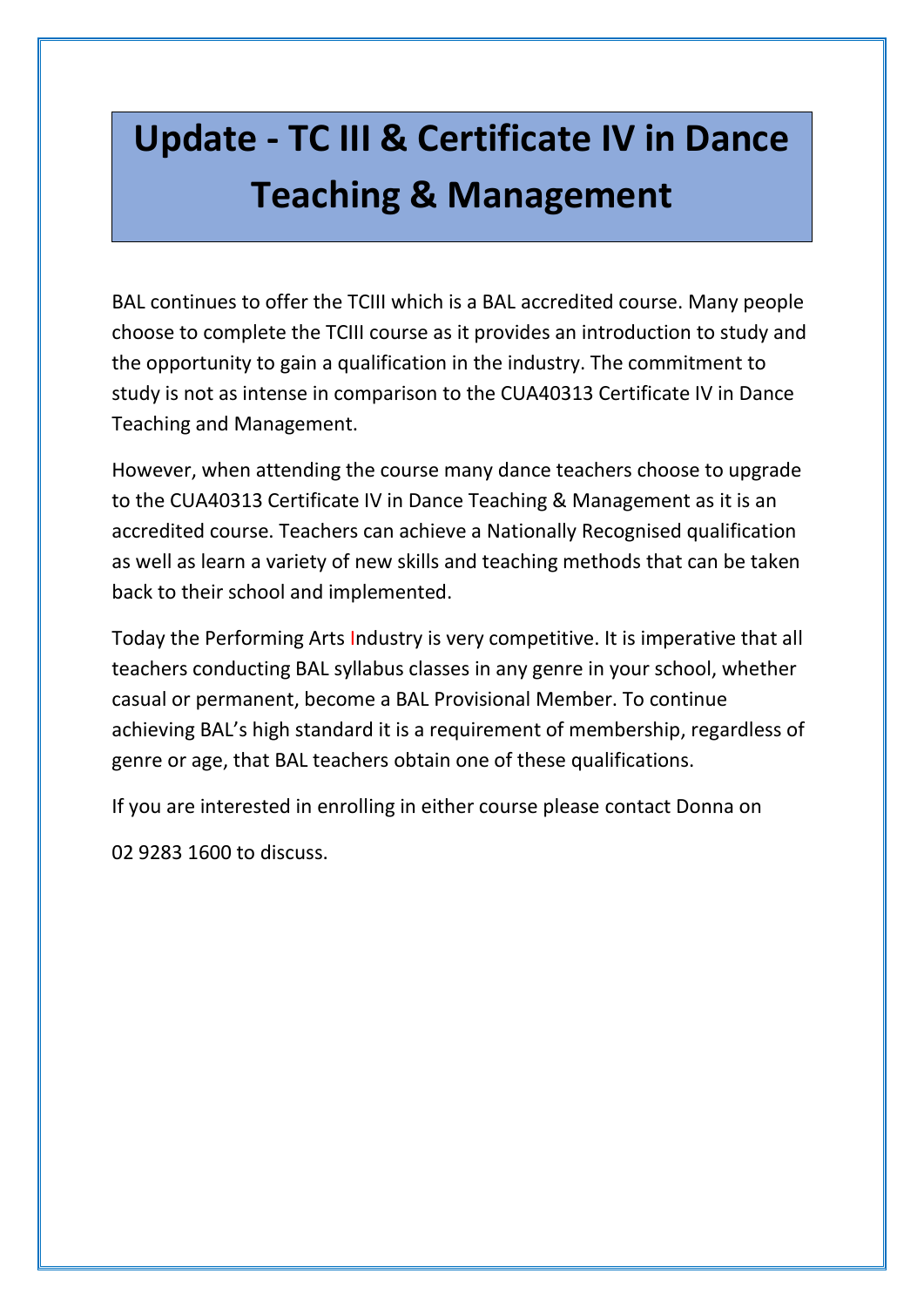# Update - TC III & Certificate IV in Dance Teaching & Management

BAL continues to offer the TCIII which is a BAL accredited course. Many people choose to complete the TCIII course as it provides an introduction to study and the opportunity to gain a qualification in the industry. The commitment to study is not as intense in comparison to the CUA40313 Certificate IV in Dance Teaching and Management.

However, when attending the course many dance teachers choose to upgrade to the CUA40313 Certificate IV in Dance Teaching & Management as it is an accredited course. Teachers can achieve a Nationally Recognised qualification as well as learn a variety of new skills and teaching methods that can be taken back to their school and implemented.

Today the Performing Arts Industry is very competitive. It is imperative that all teachers conducting BAL syllabus classes in any genre in your school, whether casual or permanent, become a BAL Provisional Member. To continue achieving BAL's high standard it is a requirement of membership, regardless of genre or age, that BAL teachers obtain one of these qualifications.

If you are interested in enrolling in either course please contact Donna on

02 9283 1600 to discuss.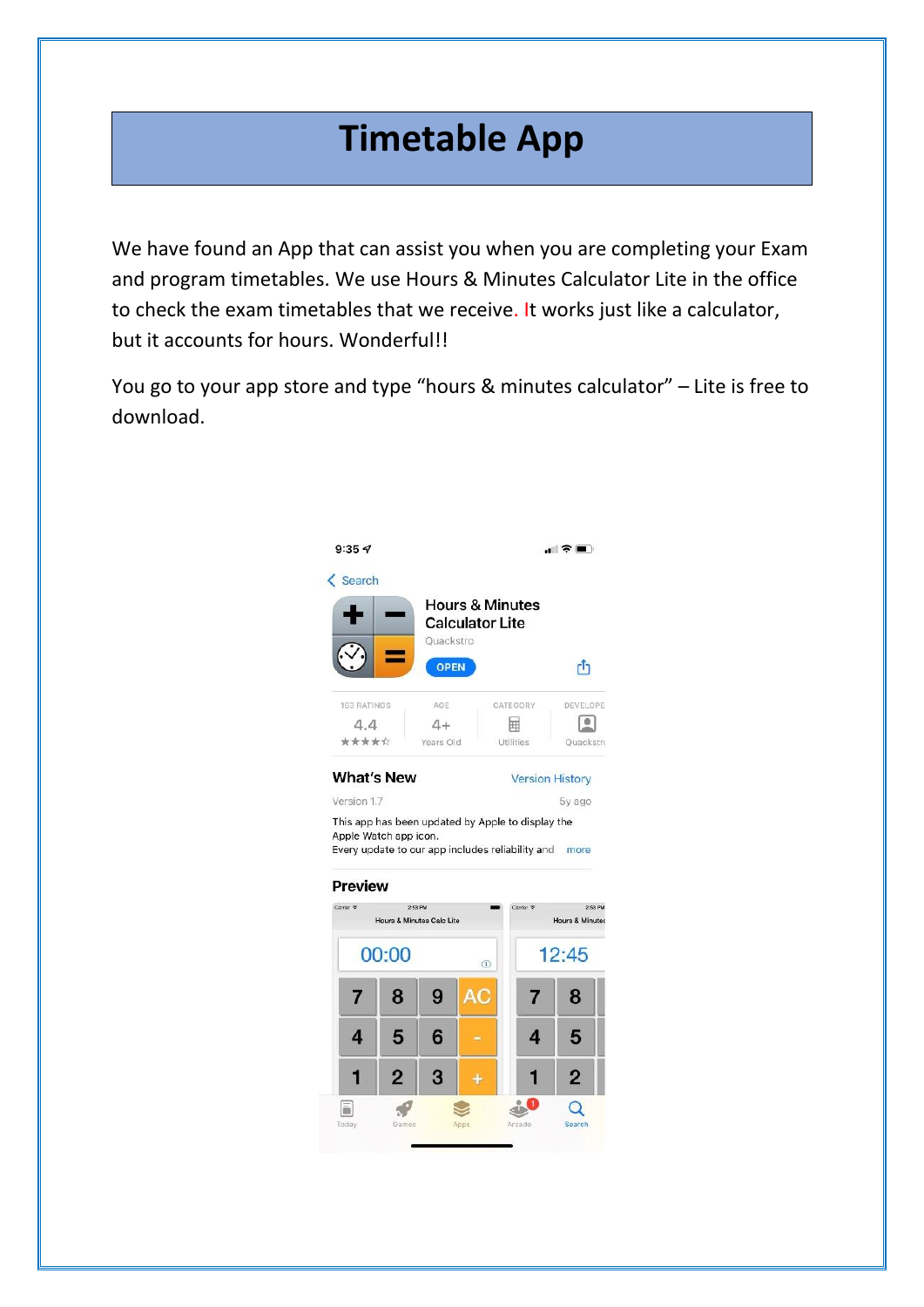# Timetable App

We have found an App that can assist you when you are completing your Exam and program timetables. We use Hours & Minutes Calculator Lite in the office to check the exam timetables that we receive. It works just like a calculator, but it accounts for hours. Wonderful!!

You go to your app store and type “hours & minutes calculator” – Lite is free to download.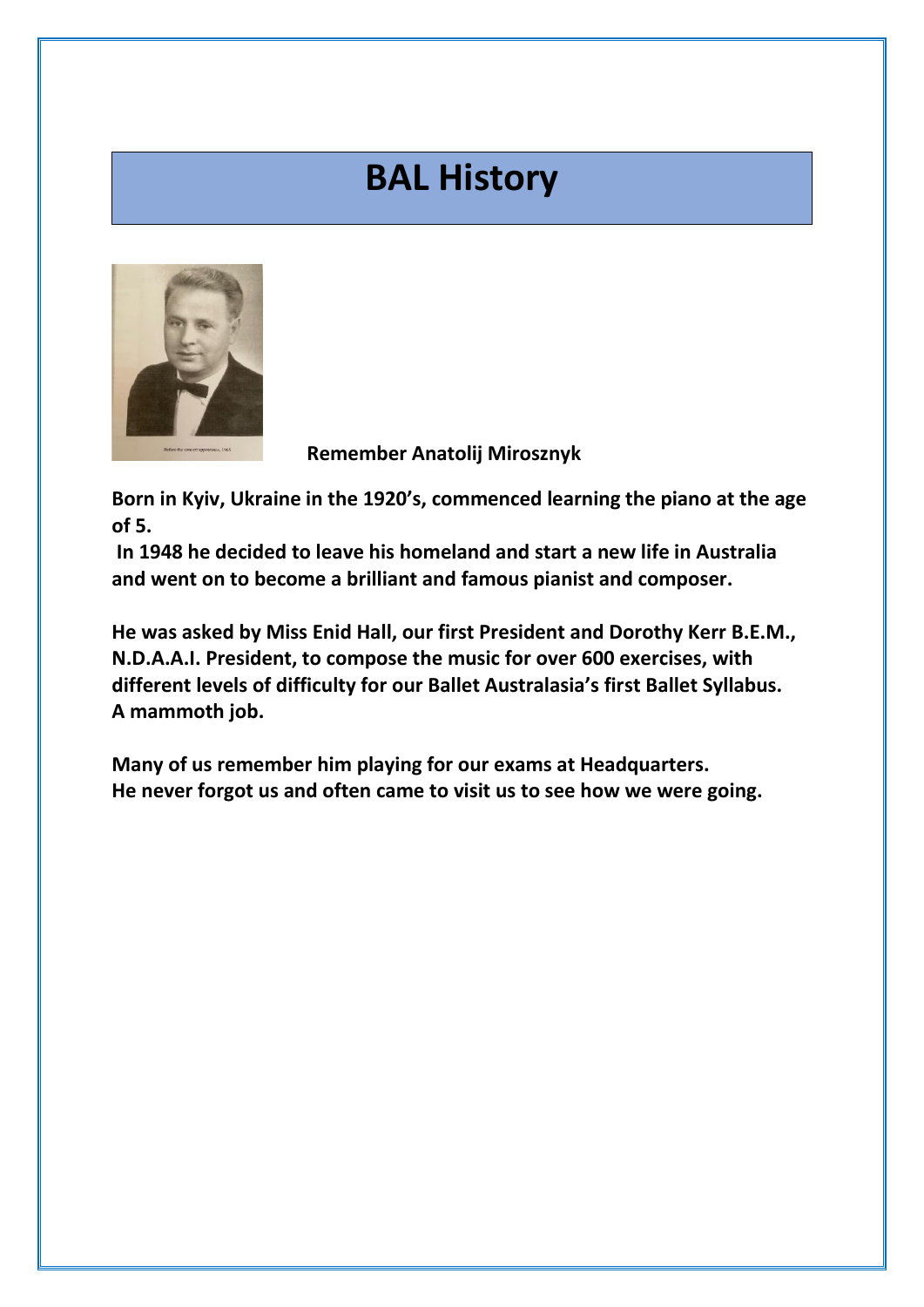# BAL History

**Remember Anatolij Mirosznyk**

**Born in Kyiv, Ukraine in the 1920's, commenced learning the piano at the age of 5.**

**In 1948 he decided to leave his homeland and start a new life in Australia and went on to become a brilliant and famous pianist and composer.**

**He was asked by Miss Enid Hall, our first President and Dorothy Kerr B.E.M., N.D.A.A.I. President, to compose the music for over 600 exercises, with different levels of difficulty for our Ballet Australasia's first Ballet Syllabus. A mammoth job.**

**Many of us remember him playing for our exams at Headquarters. He never forgot us and often came to visit us to see how we were going.**